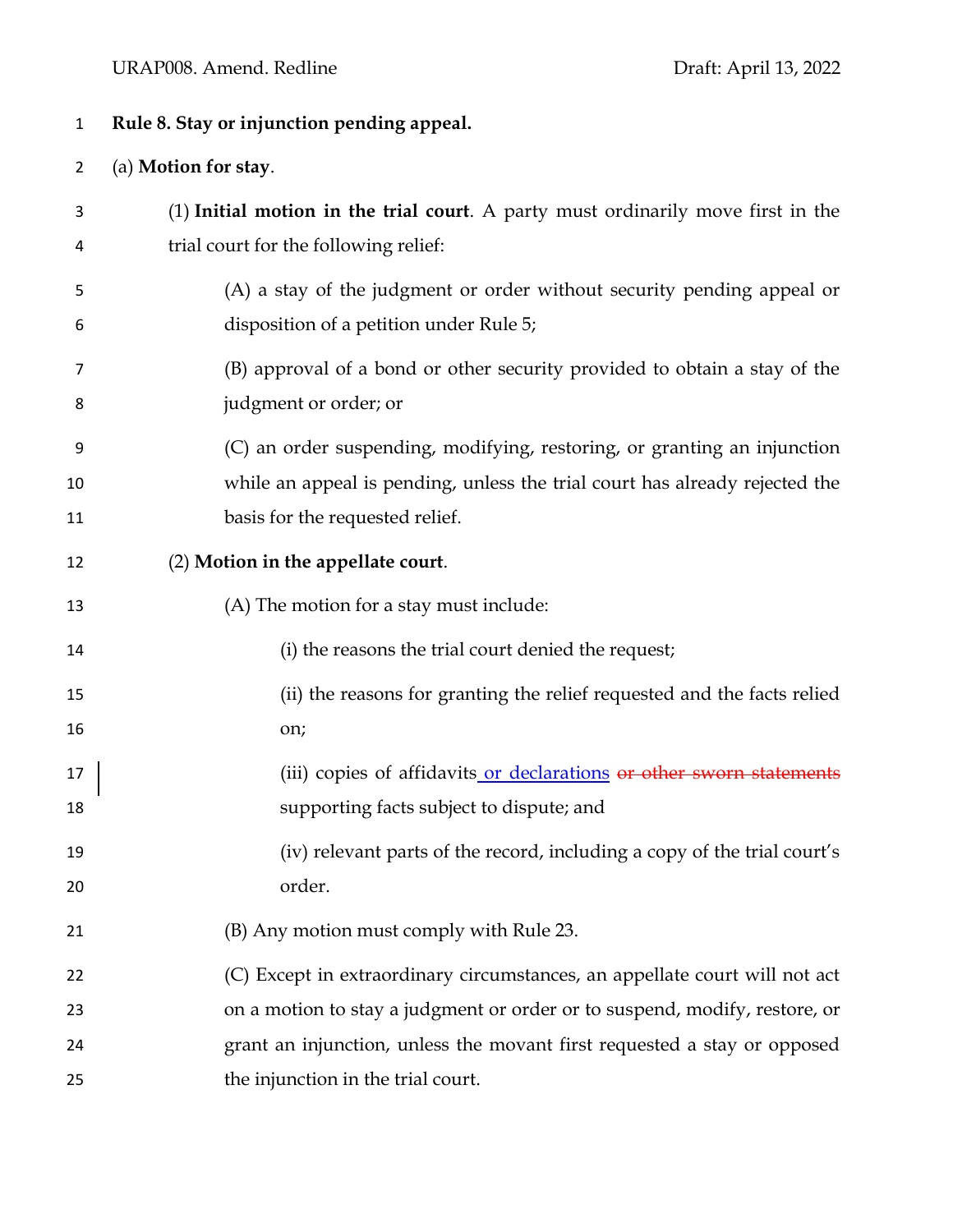**Rule 8. Stay or injunction pending appeal.**

(a) **Motion for stay**.

(1) **Initial motion in the trial court**. A party must ordinarily move first in the trial court for the following relief:

(A) a stay of the judgment or order without security pending appeal or disposition of a petition under Rule 5;

(B) approval of a bond or other security provided to obtain a stay of the judgment or order; or

(C) an order suspending, modifying, restoring, or granting an injunction while an appeal is pending, unless the trial court has already rejected the basis for the requested relief.

(2) **Motion in the appellate court**.

(A) The motion for a stay must include:

(i) the reasons the trial court denied the request;

(ii) the reasons for granting the relief requested and the facts relied on;

(iii) copies of affidavits <ins>or declarations</ins> ~~or other sworn statements~~ supporting facts subject to dispute; and

(iv) relevant parts of the record, including a copy of the trial court's order.

(B) Any motion must comply with Rule 23.

(C) Except in extraordinary circumstances, an appellate court will not act on a motion to stay a judgment or order or to suspend, modify, restore, or grant an injunction, unless the movant first requested a stay or opposed the injunction in the trial court.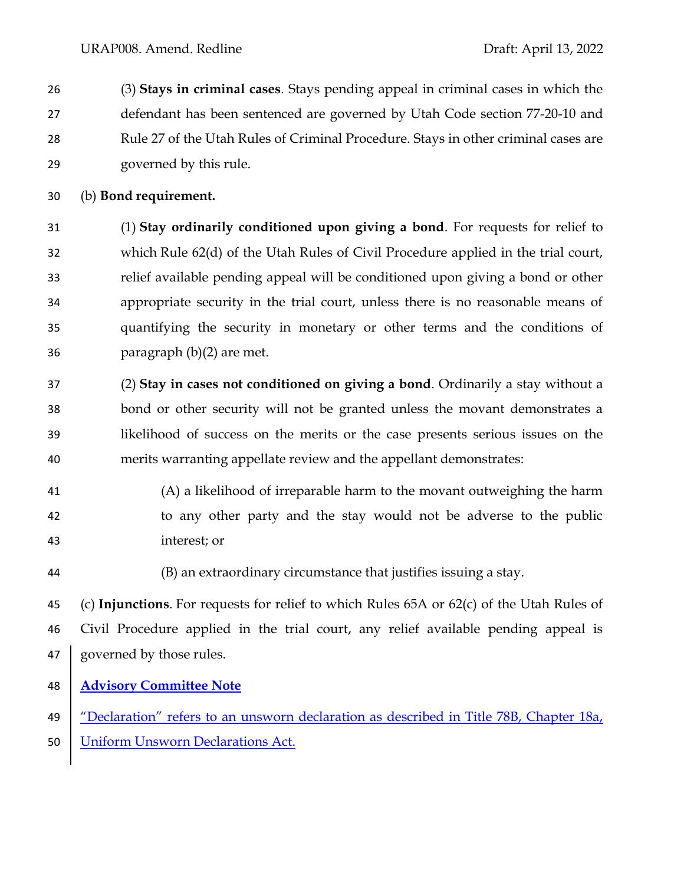(3) **Stays in criminal cases**. Stays pending appeal in criminal cases in which the defendant has been sentenced are governed by Utah Code section 77-20-10 and Rule 27 of the Utah Rules of Criminal Procedure. Stays in other criminal cases are governed by this rule.

(b) **Bond requirement.**

(1) **Stay ordinarily conditioned upon giving a bond**. For requests for relief to which Rule 62(d) of the Utah Rules of Civil Procedure applied in the trial court, relief available pending appeal will be conditioned upon giving a bond or other appropriate security in the trial court, unless there is no reasonable means of quantifying the security in monetary or other terms and the conditions of paragraph (b)(2) are met.

(2) **Stay in cases not conditioned on giving a bond**. Ordinarily a stay without a bond or other security will not be granted unless the movant demonstrates a likelihood of success on the merits or the case presents serious issues on the merits warranting appellate review and the appellant demonstrates:

(A) a likelihood of irreparable harm to the movant outweighing the harm to any other party and the stay would not be adverse to the public interest; or

(B) an extraordinary circumstance that justifies issuing a stay.

(c) **Injunctions**. For requests for relief to which Rules 65A or 62(c) of the Utah Rules of Civil Procedure applied in the trial court, any relief available pending appeal is governed by those rules.

**Advisory Committee Note**

"Declaration" refers to an unsworn declaration as described in Title 78B, Chapter 18a, Uniform Unsworn Declarations Act.